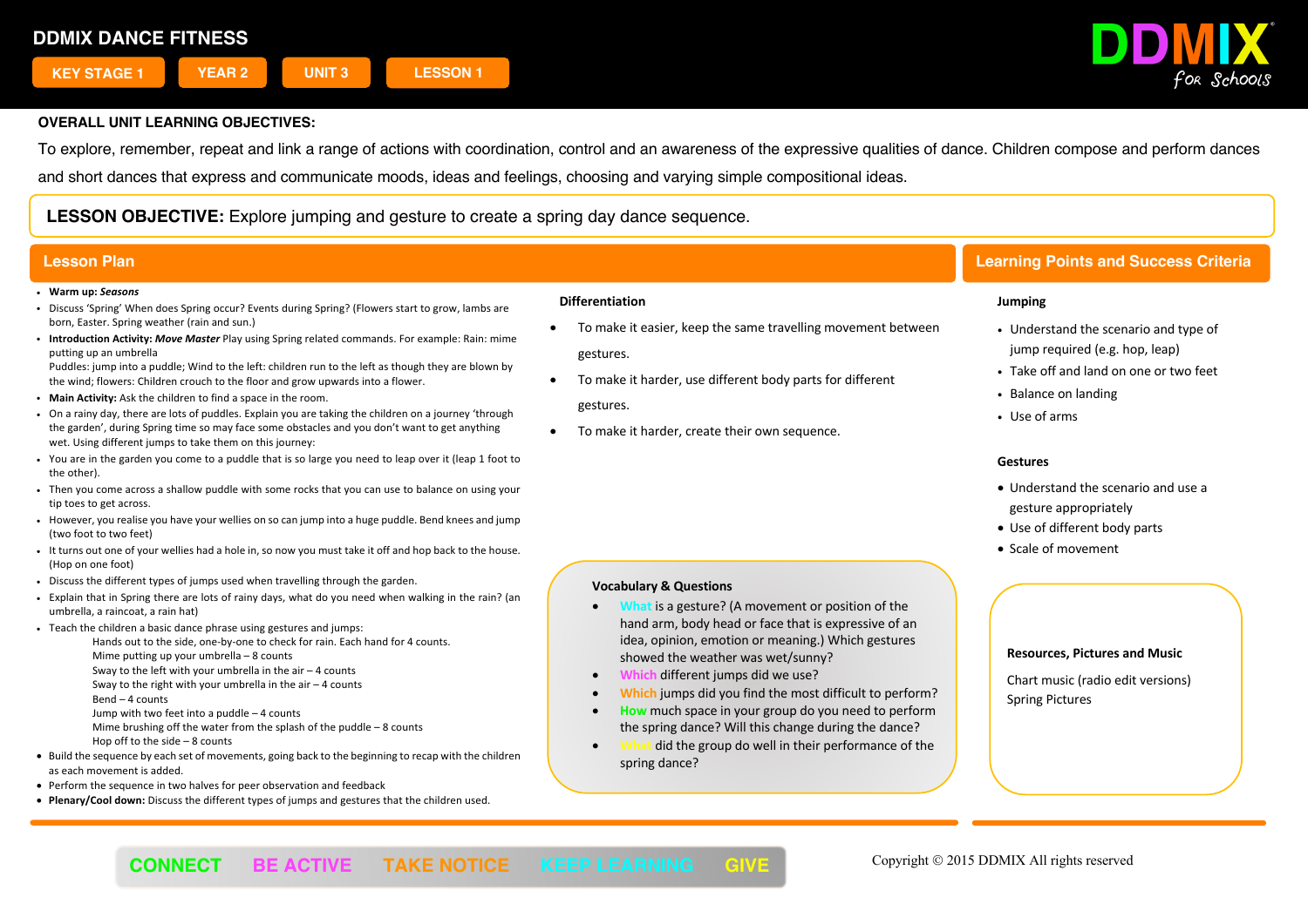# DDMIX DANCE FITNESS

KEY STAGE 1 | YEAR 2 | UNIT 3 | LESSON 1

DDMIX for Schools

**OVERALL UNIT LEARNING OBJECTIVES:**

To explore, remember, repeat and link a range of actions with coordination, control and an awareness of the expressive qualities of dance. Children compose and perform dances and short dances that express and communicate moods, ideas and feelings, choosing and varying simple compositional ideas.

**LESSON OBJECTIVE:** Explore jumping and gesture to create a spring day dance sequence.

## Lesson Plan

- **Warm up:** ***Seasons***
- Discuss 'Spring' When does Spring occur? Events during Spring? (Flowers start to grow, lambs are born, Easter. Spring weather (rain and sun.)
- **Introduction Activity:** ***Move Master*** Play using Spring related commands. For example: Rain: mime putting up an umbrella
  Puddles: jump into a puddle; Wind to the left: children run to the left as though they are blown by the wind; flowers: Children crouch to the floor and grow upwards into a flower.
- **Main Activity:** Ask the children to find a space in the room.
- On a rainy day, there are lots of puddles. Explain you are taking the children on a journey 'through the garden', during Spring time so may face some obstacles and you don't want to get anything wet. Using different jumps to take them on this journey:
- You are in the garden you come to a puddle that is so large you need to leap over it (leap 1 foot to the other).
- Then you come across a shallow puddle with some rocks that you can use to balance on using your tip toes to get across.
- However, you realise you have your wellies on so can jump into a huge puddle. Bend knees and jump (two foot to two feet)
- It turns out one of your wellies had a hole in, so now you must take it off and hop back to the house. (Hop on one foot)
- Discuss the different types of jumps used when travelling through the garden.
- Explain that in Spring there are lots of rainy days, what do you need when walking in the rain? (an umbrella, a raincoat, a rain hat)
- Teach the children a basic dance phrase using gestures and jumps:
  - Hands out to the side, one-by-one to check for rain. Each hand for 4 counts.
  - Mime putting up your umbrella – 8 counts
  - Sway to the left with your umbrella in the air – 4 counts
  - Sway to the right with your umbrella in the air – 4 counts
  - Bend – 4 counts
  - Jump with two feet into a puddle – 4 counts
  - Mime brushing off the water from the splash of the puddle – 8 counts
  - Hop off to the side – 8 counts
- Build the sequence by each set of movements, going back to the beginning to recap with the children as each movement is added.
- Perform the sequence in two halves for peer observation and feedback
- **Plenary/Cool down:** Discuss the different types of jumps and gestures that the children used.

### Differentiation

- To make it easier, keep the same travelling movement between gestures.
- To make it harder, use different body parts for different gestures.
- To make it harder, create their own sequence.

### Vocabulary & Questions

- **What** is a gesture? (A movement or position of the hand arm, body head or face that is expressive of an idea, opinion, emotion or meaning.) Which gestures showed the weather was wet/sunny?
- **Which** different jumps did we use?
- **Which** jumps did you find the most difficult to perform?
- **How** much space in your group do you need to perform the spring dance? Will this change during the dance?
- **What** did the group do well in their performance of the spring dance?

## Learning Points and Success Criteria

**Jumping**

- Understand the scenario and type of jump required (e.g. hop, leap)
- Take off and land on one or two feet
- Balance on landing
- Use of arms

**Gestures**

- Understand the scenario and use a gesture appropriately
- Use of different body parts
- Scale of movement

**Resources, Pictures and Music**

Chart music (radio edit versions)
Spring Pictures

CONNECT | BE ACTIVE | TAKE NOTICE | KEEP LEARNING | GIVE

Copyright © 2015 DDMIX All rights reserved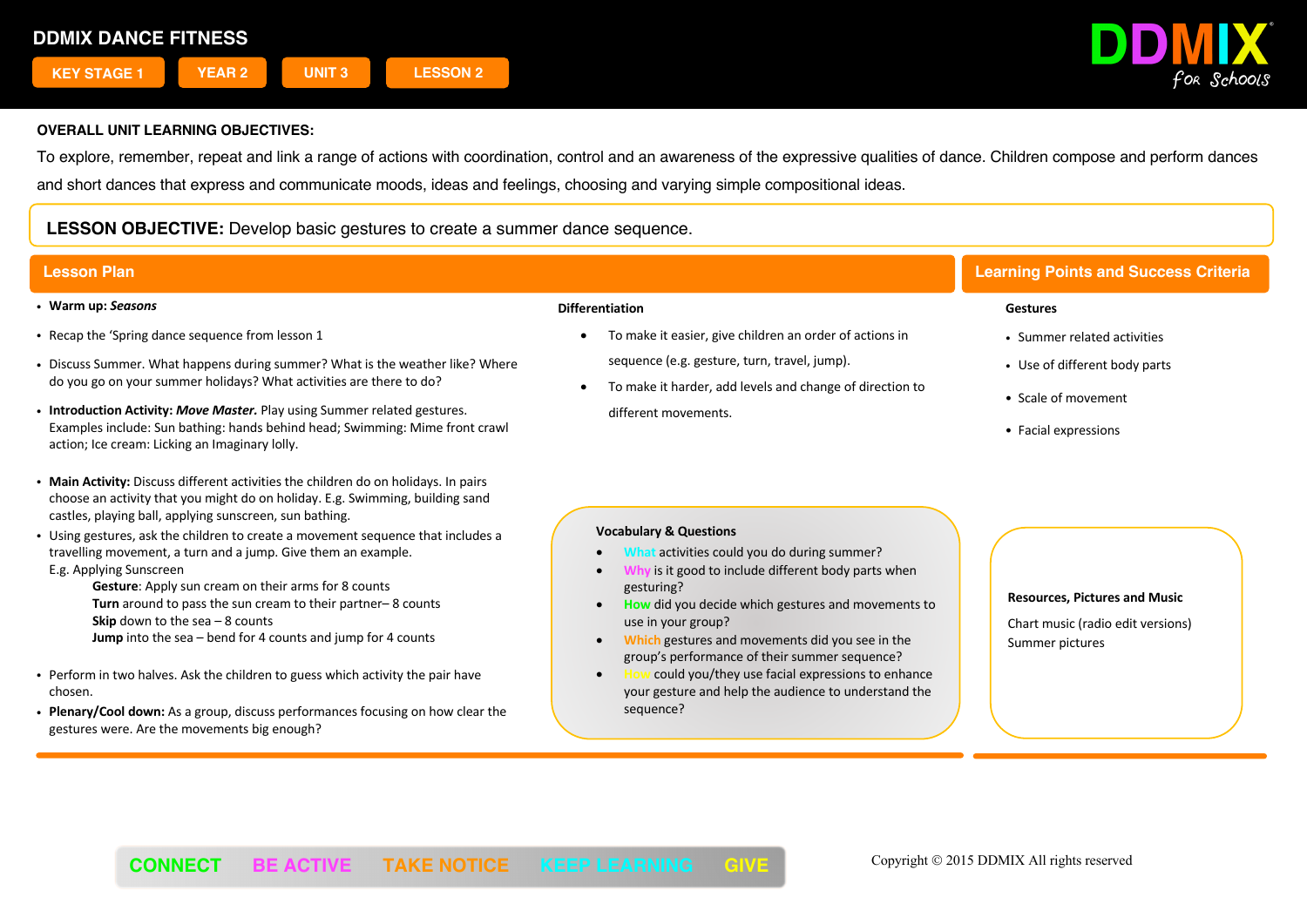# DDMIX DANCE FITNESS

KEY STAGE 1 | YEAR 2 | UNIT 3 | LESSON 2

DDMIX for Schools

**OVERALL UNIT LEARNING OBJECTIVES:**

To explore, remember, repeat and link a range of actions with coordination, control and an awareness of the expressive qualities of dance. Children compose and perform dances and short dances that express and communicate moods, ideas and feelings, choosing and varying simple compositional ideas.

**LESSON OBJECTIVE:** Develop basic gestures to create a summer dance sequence.

## Lesson Plan

- **Warm up:** ***Seasons***
- Recap the 'Spring dance sequence from lesson 1
- Discuss Summer. What happens during summer? What is the weather like? Where do you go on your summer holidays? What activities are there to do?
- **Introduction Activity:** ***Move Master.*** Play using Summer related gestures. Examples include: Sun bathing: hands behind head; Swimming: Mime front crawl action; Ice cream: Licking an Imaginary lolly.
- **Main Activity:** Discuss different activities the children do on holidays. In pairs choose an activity that you might do on holiday. E.g. Swimming, building sand castles, playing ball, applying sunscreen, sun bathing.
- Using gestures, ask the children to create a movement sequence that includes a travelling movement, a turn and a jump. Give them an example.
  E.g. Applying Sunscreen
  - **Gesture**: Apply sun cream on their arms for 8 counts
  - **Turn** around to pass the sun cream to their partner– 8 counts
  - **Skip** down to the sea – 8 counts
  - **Jump** into the sea – bend for 4 counts and jump for 4 counts
- Perform in two halves. Ask the children to guess which activity the pair have chosen.
- **Plenary/Cool down:** As a group, discuss performances focusing on how clear the gestures were. Are the movements big enough?

**Differentiation**

- To make it easier, give children an order of actions in sequence (e.g. gesture, turn, travel, jump).
- To make it harder, add levels and change of direction to different movements.

**Vocabulary & Questions**

- What activities could you do during summer?
- Why is it good to include different body parts when gesturing?
- How did you decide which gestures and movements to use in your group?
- Which gestures and movements did you see in the group's performance of their summer sequence?
- How could you/they use facial expressions to enhance your gesture and help the audience to understand the sequence?

## Learning Points and Success Criteria

**Gestures**

- Summer related activities
- Use of different body parts
- Scale of movement
- Facial expressions

**Resources, Pictures and Music**

Chart music (radio edit versions)
Summer pictures

CONNECT BE ACTIVE TAKE NOTICE KEEP LEARNING GIVE

Copyright © 2015 DDMIX All rights reserved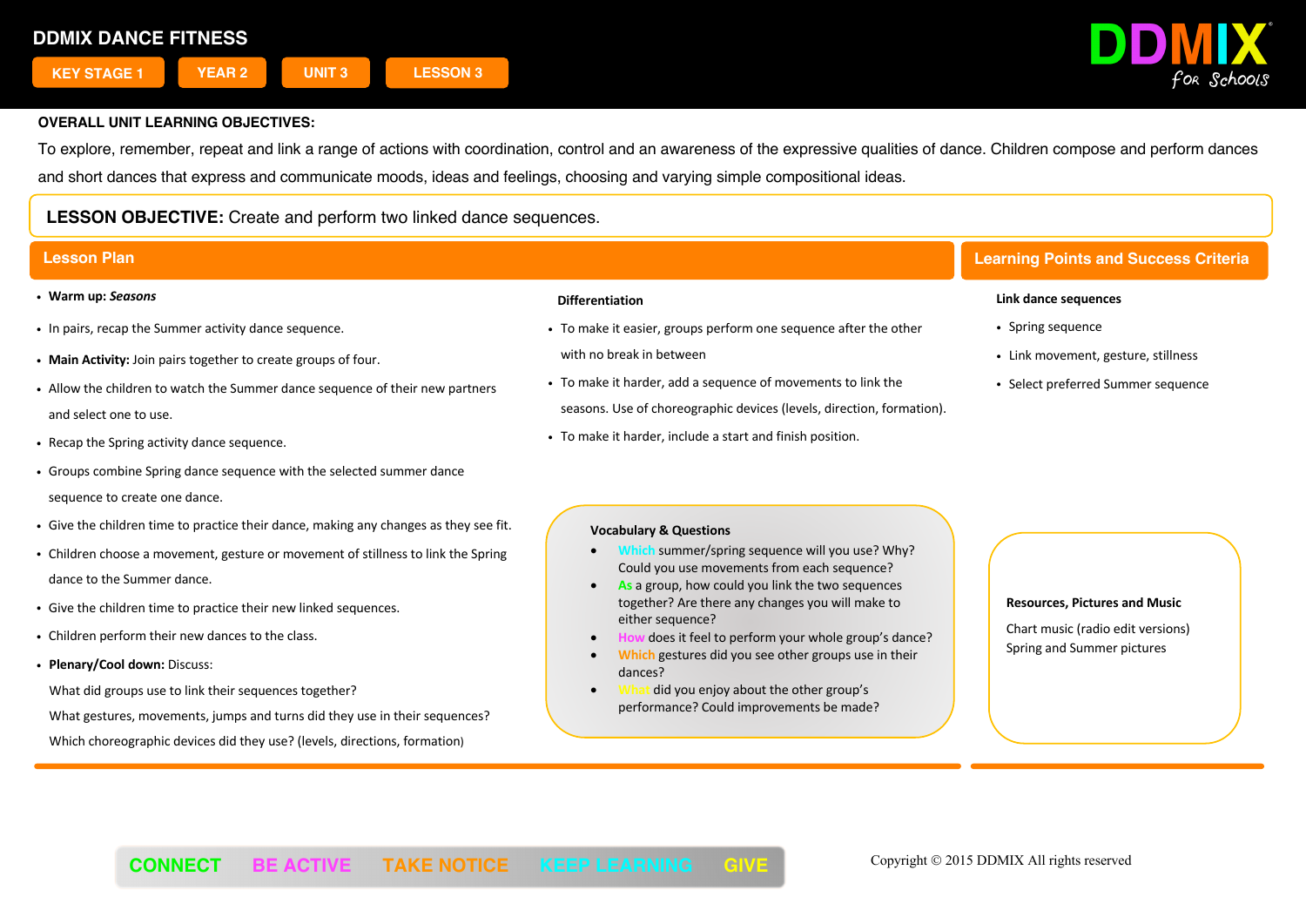**DDMIX DANCE FITNESS**

KEY STAGE 1 | YEAR 2 | UNIT 3 | LESSON 3

DDMIX for Schools

**OVERALL UNIT LEARNING OBJECTIVES:**

To explore, remember, repeat and link a range of actions with coordination, control and an awareness of the expressive qualities of dance. Children compose and perform dances and short dances that express and communicate moods, ideas and feelings, choosing and varying simple compositional ideas.

**LESSON OBJECTIVE:** Create and perform two linked dance sequences.

## Lesson Plan

- **Warm up:** ***Seasons***
- In pairs, recap the Summer activity dance sequence.
- **Main Activity:** Join pairs together to create groups of four.
- Allow the children to watch the Summer dance sequence of their new partners and select one to use.
- Recap the Spring activity dance sequence.
- Groups combine Spring dance sequence with the selected summer dance sequence to create one dance.
- Give the children time to practice their dance, making any changes as they see fit.
- Children choose a movement, gesture or movement of stillness to link the Spring dance to the Summer dance.
- Give the children time to practice their new linked sequences.
- Children perform their new dances to the class.
- **Plenary/Cool down:** Discuss:

  What did groups use to link their sequences together?

  What gestures, movements, jumps and turns did they use in their sequences?

  Which choreographic devices did they use? (levels, directions, formation)

**Differentiation**

- To make it easier, groups perform one sequence after the other with no break in between
- To make it harder, add a sequence of movements to link the seasons. Use of choreographic devices (levels, direction, formation).
- To make it harder, include a start and finish position.

**Vocabulary & Questions**

- Which summer/spring sequence will you use? Why? Could you use movements from each sequence?
- As a group, how could you link the two sequences together? Are there any changes you will make to either sequence?
- How does it feel to perform your whole group's dance?
- Which gestures did you see other groups use in their dances?
- What did you enjoy about the other group's performance? Could improvements be made?

## Learning Points and Success Criteria

**Link dance sequences**

- Spring sequence
- Link movement, gesture, stillness
- Select preferred Summer sequence

**Resources, Pictures and Music**

Chart music (radio edit versions)
Spring and Summer pictures

CONNECT BE ACTIVE TAKE NOTICE KEEP LEARNING GIVE

Copyright © 2015 DDMIX All rights reserved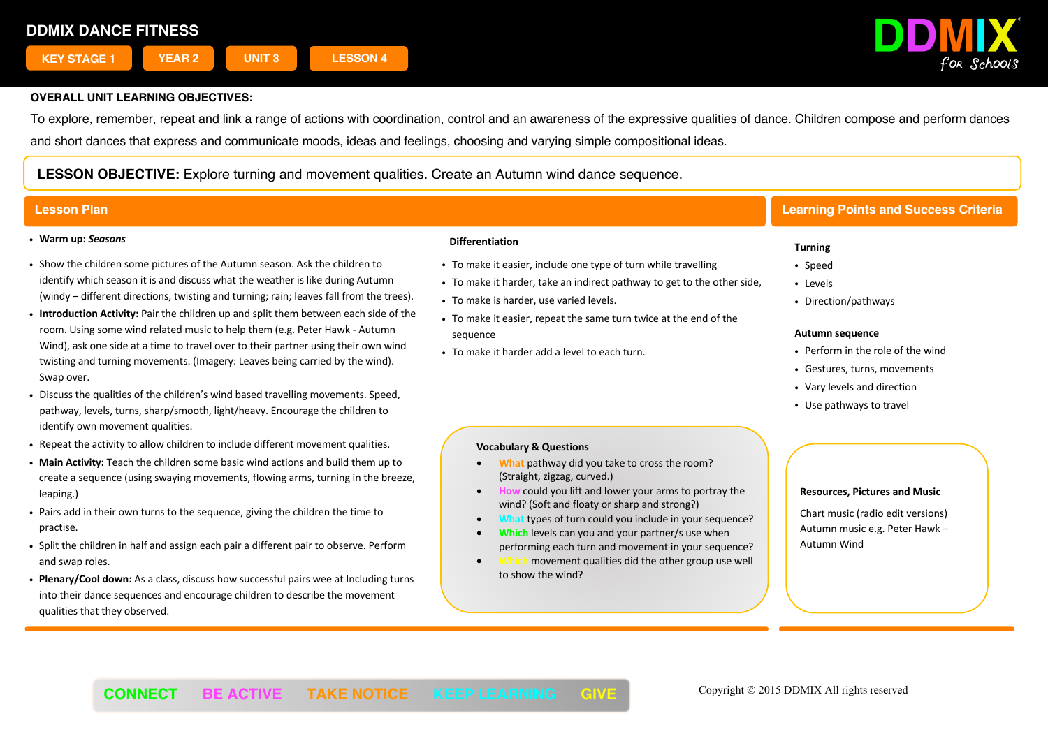# DDMIX DANCE FITNESS

KEY STAGE 1 | YEAR 2 | UNIT 3 | LESSON 4

DDMIX for Schools

**OVERALL UNIT LEARNING OBJECTIVES:**

To explore, remember, repeat and link a range of actions with coordination, control and an awareness of the expressive qualities of dance. Children compose and perform dances and short dances that express and communicate moods, ideas and feelings, choosing and varying simple compositional ideas.

**LESSON OBJECTIVE:** Explore turning and movement qualities. Create an Autumn wind dance sequence.

## Lesson Plan

- **Warm up:** ***Seasons***
- Show the children some pictures of the Autumn season. Ask the children to identify which season it is and discuss what the weather is like during Autumn (windy – different directions, twisting and turning; rain; leaves fall from the trees).
- **Introduction Activity:** Pair the children up and split them between each side of the room. Using some wind related music to help them (e.g. Peter Hawk - Autumn Wind), ask one side at a time to travel over to their partner using their own wind twisting and turning movements. (Imagery: Leaves being carried by the wind). Swap over.
- Discuss the qualities of the children's wind based travelling movements. Speed, pathway, levels, turns, sharp/smooth, light/heavy. Encourage the children to identify own movement qualities.
- Repeat the activity to allow children to include different movement qualities.
- **Main Activity:** Teach the children some basic wind actions and build them up to create a sequence (using swaying movements, flowing arms, turning in the breeze, leaping.)
- Pairs add in their own turns to the sequence, giving the children the time to practise.
- Split the children in half and assign each pair a different pair to observe. Perform and swap roles.
- **Plenary/Cool down:** As a class, discuss how successful pairs wee at Including turns into their dance sequences and encourage children to describe the movement qualities that they observed.

**Differentiation**

- To make it easier, include one type of turn while travelling
- To make it harder, take an indirect pathway to get to the other side,
- To make is harder, use varied levels.
- To make it easier, repeat the same turn twice at the end of the sequence
- To make it harder add a level to each turn.

**Vocabulary & Questions**

- What pathway did you take to cross the room? (Straight, zigzag, curved.)
- How could you lift and lower your arms to portray the wind? (Soft and floaty or sharp and strong?)
- What types of turn could you include in your sequence?
- Which levels can you and your partner/s use when performing each turn and movement in your sequence?
- Which movement qualities did the other group use well to show the wind?

## Learning Points and Success Criteria

**Turning**

- Speed
- Levels
- Direction/pathways

**Autumn sequence**

- Perform in the role of the wind
- Gestures, turns, movements
- Vary levels and direction
- Use pathways to travel

**Resources, Pictures and Music**

Chart music (radio edit versions)
Autumn music e.g. Peter Hawk – Autumn Wind

CONNECT BE ACTIVE TAKE NOTICE KEEP LEARNING GIVE

Copyright © 2015 DDMIX All rights reserved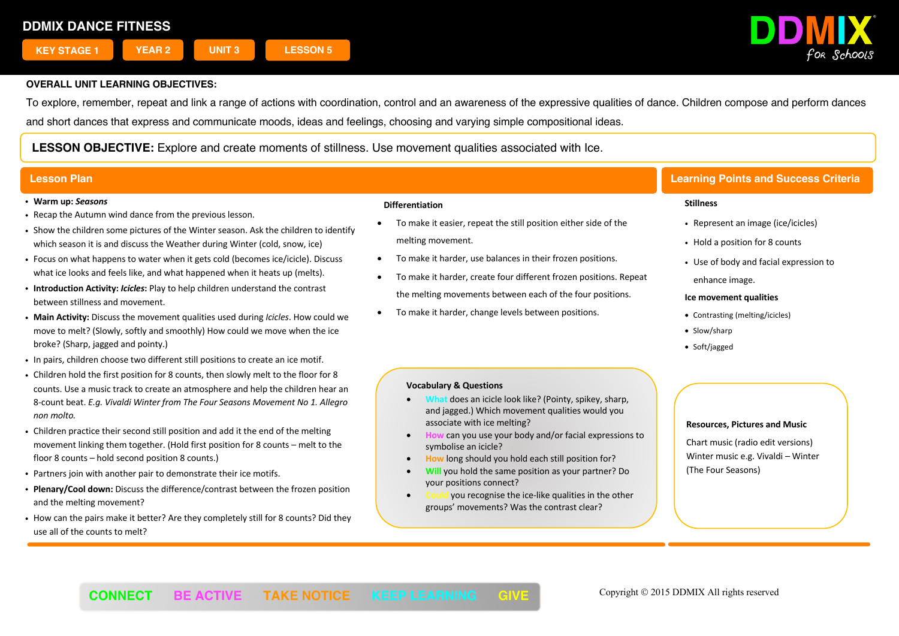# DDMIX DANCE FITNESS

KEY STAGE 1 | YEAR 2 | UNIT 3 | LESSON 5

DDMIX for Schools

**OVERALL UNIT LEARNING OBJECTIVES:**

To explore, remember, repeat and link a range of actions with coordination, control and an awareness of the expressive qualities of dance. Children compose and perform dances and short dances that express and communicate moods, ideas and feelings, choosing and varying simple compositional ideas.

**LESSON OBJECTIVE:** Explore and create moments of stillness. Use movement qualities associated with Ice.

## Lesson Plan

- **Warm up:** ***Seasons***
- Recap the Autumn wind dance from the previous lesson.
- Show the children some pictures of the Winter season. Ask the children to identify which season it is and discuss the Weather during Winter (cold, snow, ice)
- Focus on what happens to water when it gets cold (becomes ice/icicle). Discuss what ice looks and feels like, and what happened when it heats up (melts).
- **Introduction Activity:** ***Icicles*****:** Play to help children understand the contrast between stillness and movement.
- **Main Activity:** Discuss the movement qualities used during *Icicles*. How could we move to melt? (Slowly, softly and smoothly) How could we move when the ice broke? (Sharp, jagged and pointy.)
- In pairs, children choose two different still positions to create an ice motif.
- Children hold the first position for 8 counts, then slowly melt to the floor for 8 counts. Use a music track to create an atmosphere and help the children hear an 8-count beat. *E.g. Vivaldi Winter from The Four Seasons Movement No 1. Allegro non molto.*
- Children practice their second still position and add it the end of the melting movement linking them together. (Hold first position for 8 counts – melt to the floor 8 counts – hold second position 8 counts.)
- Partners join with another pair to demonstrate their ice motifs.
- **Plenary/Cool down:** Discuss the difference/contrast between the frozen position and the melting movement?
- How can the pairs make it better? Are they completely still for 8 counts? Did they use all of the counts to melt?

**Differentiation**

- To make it easier, repeat the still position either side of the melting movement.
- To make it harder, use balances in their frozen positions.
- To make it harder, create four different frozen positions. Repeat the melting movements between each of the four positions.
- To make it harder, change levels between positions.

**Vocabulary & Questions**

- What does an icicle look like? (Pointy, spikey, sharp, and jagged.) Which movement qualities would you associate with ice melting?
- How can you use your body and/or facial expressions to symbolise an icicle?
- How long should you hold each still position for?
- Will you hold the same position as your partner? Do your positions connect?
- Could you recognise the ice-like qualities in the other groups' movements? Was the contrast clear?

## Learning Points and Success Criteria

**Stillness**

- Represent an image (ice/icicles)
- Hold a position for 8 counts
- Use of body and facial expression to enhance image.

**Ice movement qualities**

- Contrasting (melting/icicles)
- Slow/sharp
- Soft/jagged

**Resources, Pictures and Music**

Chart music (radio edit versions)
Winter music e.g. Vivaldi – Winter (The Four Seasons)

CONNECT BE ACTIVE TAKE NOTICE KEEP LEARNING GIVE

Copyright © 2015 DDMIX All rights reserved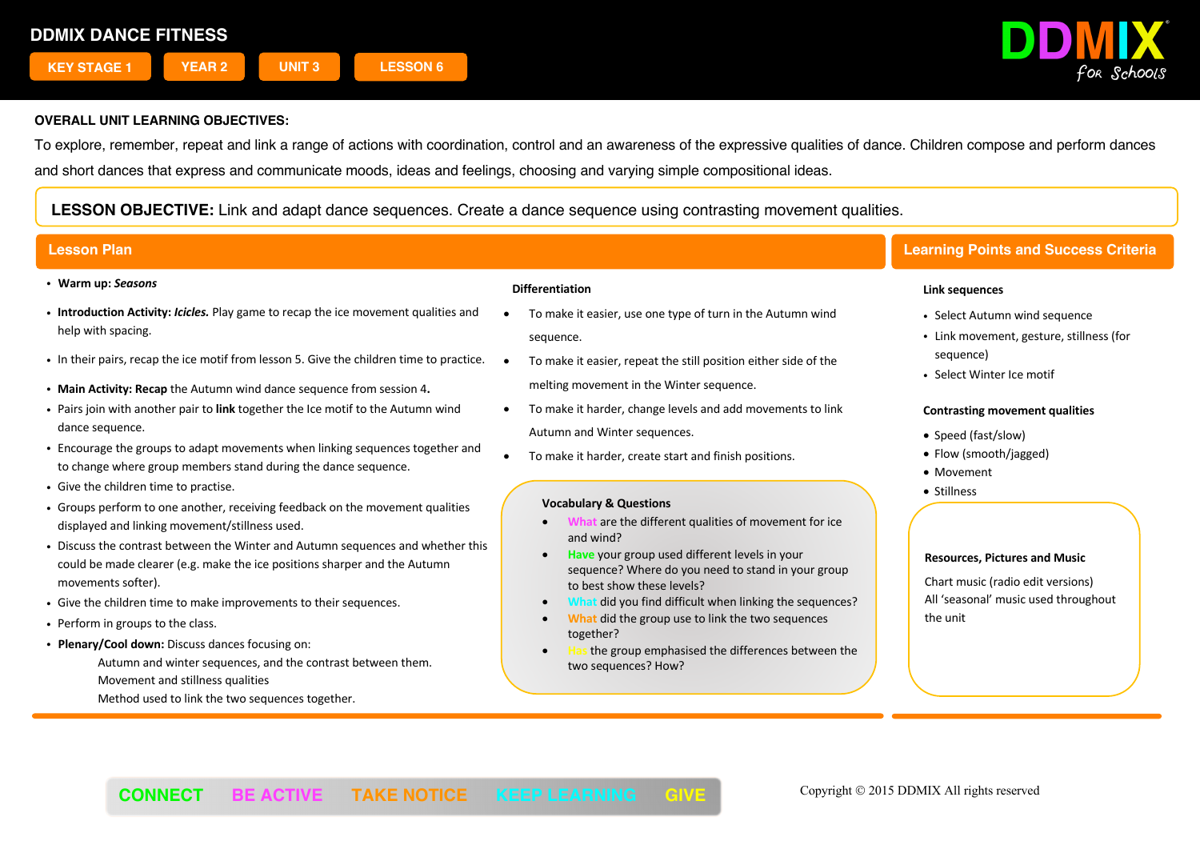# DDMIX DANCE FITNESS

KEY STAGE 1 | YEAR 2 | UNIT 3 | LESSON 6

DDMIX for Schools

**OVERALL UNIT LEARNING OBJECTIVES:**

To explore, remember, repeat and link a range of actions with coordination, control and an awareness of the expressive qualities of dance. Children compose and perform dances and short dances that express and communicate moods, ideas and feelings, choosing and varying simple compositional ideas.

**LESSON OBJECTIVE:** Link and adapt dance sequences. Create a dance sequence using contrasting movement qualities.

## Lesson Plan

- **Warm up:** ***Seasons***
- **Introduction Activity:** ***Icicles.*** Play game to recap the ice movement qualities and help with spacing.
- In their pairs, recap the ice motif from lesson 5. Give the children time to practice.
- **Main Activity: Recap** the Autumn wind dance sequence from session 4**.**
- Pairs join with another pair to **link** together the Ice motif to the Autumn wind dance sequence.
- Encourage the groups to adapt movements when linking sequences together and to change where group members stand during the dance sequence.
- Give the children time to practise.
- Groups perform to one another, receiving feedback on the movement qualities displayed and linking movement/stillness used.
- Discuss the contrast between the Winter and Autumn sequences and whether this could be made clearer (e.g. make the ice positions sharper and the Autumn movements softer).
- Give the children time to make improvements to their sequences.
- Perform in groups to the class.
- **Plenary/Cool down:** Discuss dances focusing on:
  - Autumn and winter sequences, and the contrast between them.
  - Movement and stillness qualities
  - Method used to link the two sequences together.

**Differentiation**

- To make it easier, use one type of turn in the Autumn wind sequence.
- To make it easier, repeat the still position either side of the melting movement in the Winter sequence.
- To make it harder, change levels and add movements to link Autumn and Winter sequences.
- To make it harder, create start and finish positions.

**Vocabulary & Questions**

- What are the different qualities of movement for ice and wind?
- Have your group used different levels in your sequence? Where do you need to stand in your group to best show these levels?
- What did you find difficult when linking the sequences?
- What did the group use to link the two sequences together?
- Has the group emphasised the differences between the two sequences? How?

## Learning Points and Success Criteria

**Link sequences**

- Select Autumn wind sequence
- Link movement, gesture, stillness (for sequence)
- Select Winter Ice motif

**Contrasting movement qualities**

- Speed (fast/slow)
- Flow (smooth/jagged)
- Movement
- Stillness

**Resources, Pictures and Music**

Chart music (radio edit versions)
All 'seasonal' music used throughout the unit

CONNECT BE ACTIVE TAKE NOTICE KEEP LEARNING GIVE

Copyright © 2015 DDMIX All rights reserved